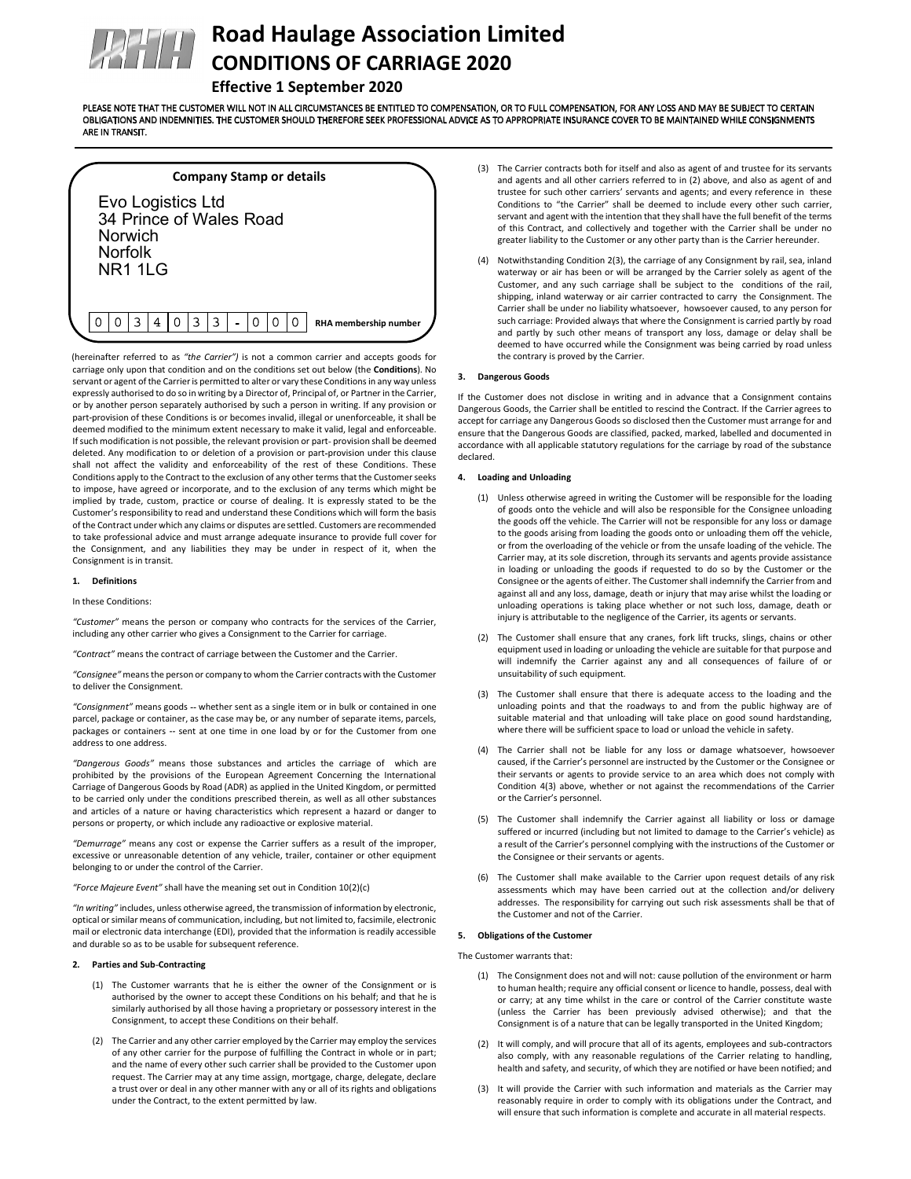# Road Haulage Association Limited

## CONDITIONS OF CARRIAGE 2020

### Effective 1 September 2020

PLEASE NOTE THAT THE CUSTOMER WILL NOT IN ALL CIRCUMSTANCES BE ENTITLED TO COMPENSATION, OR TO FULL COMPENSATION, FOR ANY LOSS AND MAY BE SUBJECT TO CERTAIN OBLIGATIONS AND INDEMNITIES. THE CUSTOMER SHOULD THEREFORE SEEK PROFESSIONAL ADVICE AS TO APPROPRIATE INSURANCE COVER TO BE MAINTAINED WHILE CONSIGNMENTS ARE IN TRANSIT.

**Company Stamp or details**

Evo Logistics Ltd
34 Prince of Wales Road
Norwich
Norfolk
NR1 1LG

0 0 3 4 0 3 3 - 0 0 0 **RHA membership number**

(hereinafter referred to as *"the Carrier")* is not a common carrier and accepts goods for carriage only upon that condition and on the conditions set out below (the **Conditions**). No servant or agent of the Carrier is permitted to alter or vary these Conditions in any way unless expressly authorised to do so in writing by a Director of, Principal of, or Partner in the Carrier, or by another person separately authorised by such a person in writing. If any provision or part-provision of these Conditions is or becomes invalid, illegal or unenforceable, it shall be deemed modified to the minimum extent necessary to make it valid, legal and enforceable. If such modification is not possible, the relevant provision or part- provision shall be deemed deleted. Any modification to or deletion of a provision or part-provision under this clause shall not affect the validity and enforceability of the rest of these Conditions. These Conditions apply to the Contract to the exclusion of any other terms that the Customer seeks to impose, have agreed or incorporate, and to the exclusion of any terms which might be implied by trade, custom, practice or course of dealing. It is expressly stated to be the Customer's responsibility to read and understand these Conditions which will form the basis of the Contract under which any claims or disputes are settled. Customers are recommended to take professional advice and must arrange adequate insurance to provide full cover for the Consignment, and any liabilities they may be under in respect of it, when the Consignment is in transit.

#### 1. Definitions

In these Conditions:

*"Customer"* means the person or company who contracts for the services of the Carrier, including any other carrier who gives a Consignment to the Carrier for carriage.

*"Contract"* means the contract of carriage between the Customer and the Carrier.

*"Consignee"* means the person or company to whom the Carrier contracts with the Customer to deliver the Consignment.

*"Consignment"* means goods -- whether sent as a single item or in bulk or contained in one parcel, package or container, as the case may be, or any number of separate items, parcels, packages or containers -- sent at one time in one load by or for the Customer from one address to one address.

*"Dangerous Goods"* means those substances and articles the carriage of which are prohibited by the provisions of the European Agreement Concerning the International Carriage of Dangerous Goods by Road (ADR) as applied in the United Kingdom, or permitted to be carried only under the conditions prescribed therein, as well as all other substances and articles of a nature or having characteristics which represent a hazard or danger to persons or property, or which include any radioactive or explosive material.

*"Demurrage"* means any cost or expense the Carrier suffers as a result of the improper, excessive or unreasonable detention of any vehicle, trailer, container or other equipment belonging to or under the control of the Carrier.

*"Force Majeure Event"* shall have the meaning set out in Condition 10(2)(c)

*"In writing"* includes, unless otherwise agreed, the transmission of information by electronic, optical or similar means of communication, including, but not limited to, facsimile, electronic mail or electronic data interchange (EDI), provided that the information is readily accessible and durable so as to be usable for subsequent reference.

#### 2. Parties and Sub-Contracting

(1) The Customer warrants that he is either the owner of the Consignment or is authorised by the owner to accept these Conditions on his behalf; and that he is similarly authorised by all those having a proprietary or possessory interest in the Consignment, to accept these Conditions on their behalf.

(2) The Carrier and any other carrier employed by the Carrier may employ the services of any other carrier for the purpose of fulfilling the Contract in whole or in part; and the name of every other such carrier shall be provided to the Customer upon request. The Carrier may at any time assign, mortgage, charge, delegate, declare a trust over or deal in any other manner with any or all of its rights and obligations under the Contract, to the extent permitted by law.

(3) The Carrier contracts both for itself and also as agent of and trustee for its servants and agents and all other carriers referred to in (2) above, and also as agent of and trustee for such other carriers' servants and agents; and every reference in these Conditions to "the Carrier" shall be deemed to include every other such carrier, servant and agent with the intention that they shall have the full benefit of the terms of this Contract, and collectively and together with the Carrier shall be under no greater liability to the Customer or any other party than is the Carrier hereunder.

(4) Notwithstanding Condition 2(3), the carriage of any Consignment by rail, sea, inland waterway or air has been or will be arranged by the Carrier solely as agent of the Customer, and any such carriage shall be subject to the conditions of the rail, shipping, inland waterway or air carrier contracted to carry the Consignment. The Carrier shall be under no liability whatsoever, howsoever caused, to any person for such carriage: Provided always that where the Consignment is carried partly by road and partly by such other means of transport any loss, damage or delay shall be deemed to have occurred while the Consignment was being carried by road unless the contrary is proved by the Carrier.

#### 3. Dangerous Goods

If the Customer does not disclose in writing and in advance that a Consignment contains Dangerous Goods, the Carrier shall be entitled to rescind the Contract. If the Carrier agrees to accept for carriage any Dangerous Goods so disclosed then the Customer must arrange for and ensure that the Dangerous Goods are classified, packed, marked, labelled and documented in accordance with all applicable statutory regulations for the carriage by road of the substance declared.

#### 4. Loading and Unloading

(1) Unless otherwise agreed in writing the Customer will be responsible for the loading of goods onto the vehicle and will also be responsible for the Consignee unloading the goods off the vehicle. The Carrier will not be responsible for any loss or damage to the goods arising from loading the goods onto or unloading them off the vehicle, or from the overloading of the vehicle or from the unsafe loading of the vehicle. The Carrier may, at its sole discretion, through its servants and agents provide assistance in loading or unloading the goods if requested to do so by the Customer or the Consignee or the agents of either. The Customer shall indemnify the Carrier from and against all and any loss, damage, death or injury that may arise whilst the loading or unloading operations is taking place whether or not such loss, damage, death or injury is attributable to the negligence of the Carrier, its agents or servants.

(2) The Customer shall ensure that any cranes, fork lift trucks, slings, chains or other equipment used in loading or unloading the vehicle are suitable for that purpose and will indemnify the Carrier against any and all consequences of failure of or unsuitability of such equipment.

(3) The Customer shall ensure that there is adequate access to the loading and the unloading points and that the roadways to and from the public highway are of suitable material and that unloading will take place on good sound hardstanding, where there will be sufficient space to load or unload the vehicle in safety.

(4) The Carrier shall not be liable for any loss or damage whatsoever, howsoever caused, if the Carrier's personnel are instructed by the Customer or the Consignee or their servants or agents to provide service to an area which does not comply with Condition 4(3) above, whether or not against the recommendations of the Carrier or the Carrier's personnel.

(5) The Customer shall indemnify the Carrier against all liability or loss or damage suffered or incurred (including but not limited to damage to the Carrier's vehicle) as a result of the Carrier's personnel complying with the instructions of the Customer or the Consignee or their servants or agents.

(6) The Customer shall make available to the Carrier upon request details of any risk assessments which may have been carried out at the collection and/or delivery addresses. The responsibility for carrying out such risk assessments shall be that of the Customer and not of the Carrier.

#### 5. Obligations of the Customer

The Customer warrants that:

(1) The Consignment does not and will not: cause pollution of the environment or harm to human health; require any official consent or licence to handle, possess, deal with or carry; at any time whilst in the care or control of the Carrier constitute waste (unless the Carrier has been previously advised otherwise); and that the Consignment is of a nature that can be legally transported in the United Kingdom;

(2) It will comply, and will procure that all of its agents, employees and sub-contractors also comply, with any reasonable regulations of the Carrier relating to handling, health and safety, and security, of which they are notified or have been notified; and

(3) It will provide the Carrier with such information and materials as the Carrier may reasonably require in order to comply with its obligations under the Contract, and will ensure that such information is complete and accurate in all material respects.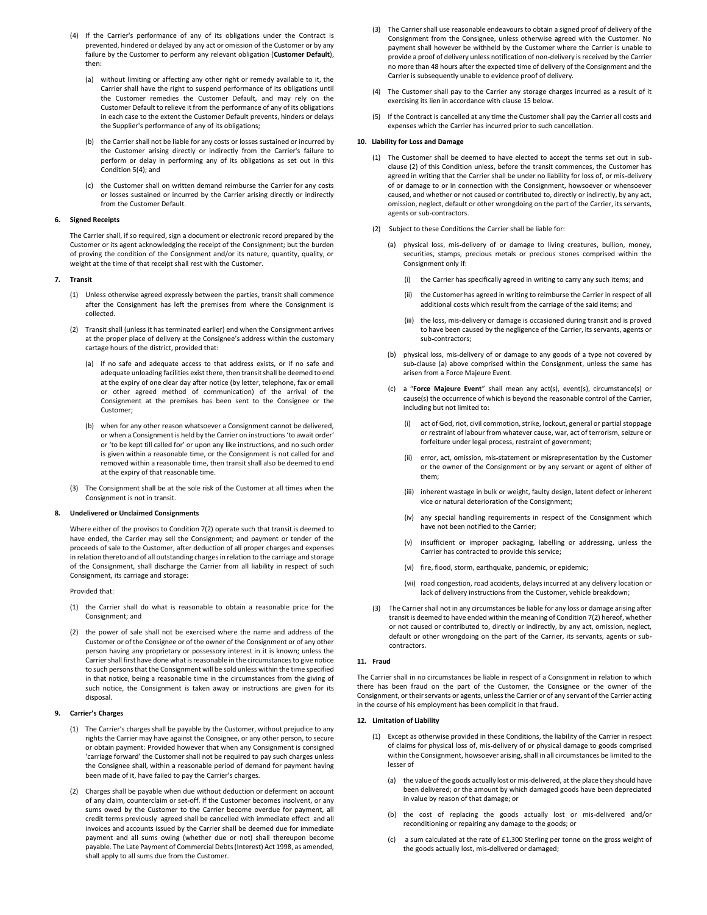(4) If the Carrier's performance of any of its obligations under the Contract is prevented, hindered or delayed by any act or omission of the Customer or by any failure by the Customer to perform any relevant obligation (**Customer Default**), then:

(a) without limiting or affecting any other right or remedy available to it, the Carrier shall have the right to suspend performance of its obligations until the Customer remedies the Customer Default, and may rely on the Customer Default to relieve it from the performance of any of its obligations in each case to the extent the Customer Default prevents, hinders or delays the Supplier's performance of any of its obligations;

(b) the Carrier shall not be liable for any costs or losses sustained or incurred by the Customer arising directly or indirectly from the Carrier's failure to perform or delay in performing any of its obligations as set out in this Condition 5(4); and

(c) the Customer shall on written demand reimburse the Carrier for any costs or losses sustained or incurred by the Carrier arising directly or indirectly from the Customer Default.

**6. Signed Receipts**

The Carrier shall, if so required, sign a document or electronic record prepared by the Customer or its agent acknowledging the receipt of the Consignment; but the burden of proving the condition of the Consignment and/or its nature, quantity, quality, or weight at the time of that receipt shall rest with the Customer.

**7. Transit**

(1) Unless otherwise agreed expressly between the parties, transit shall commence after the Consignment has left the premises from where the Consignment is collected.

(2) Transit shall (unless it has terminated earlier) end when the Consignment arrives at the proper place of delivery at the Consignee's address within the customary cartage hours of the district, provided that:

(a) if no safe and adequate access to that address exists, or if no safe and adequate unloading facilities exist there, then transit shall be deemed to end at the expiry of one clear day after notice (by letter, telephone, fax or email or other agreed method of communication) of the arrival of the Consignment at the premises has been sent to the Consignee or the Customer;

(b) when for any other reason whatsoever a Consignment cannot be delivered, or when a Consignment is held by the Carrier on instructions 'to await order' or 'to be kept till called for' or upon any like instructions, and no such order is given within a reasonable time, or the Consignment is not called for and removed within a reasonable time, then transit shall also be deemed to end at the expiry of that reasonable time.

(3) The Consignment shall be at the sole risk of the Customer at all times when the Consignment is not in transit.

**8. Undelivered or Unclaimed Consignments**

Where either of the provisos to Condition 7(2) operate such that transit is deemed to have ended, the Carrier may sell the Consignment; and payment or tender of the proceeds of sale to the Customer, after deduction of all proper charges and expenses in relation thereto and of all outstanding charges in relation to the carriage and storage of the Consignment, shall discharge the Carrier from all liability in respect of such Consignment, its carriage and storage:

Provided that:

(1) the Carrier shall do what is reasonable to obtain a reasonable price for the Consignment; and

(2) the power of sale shall not be exercised where the name and address of the Customer or of the Consignee or of the owner of the Consignment or of any other person having any proprietary or possessory interest in it is known; unless the Carrier shall first have done what is reasonable in the circumstances to give notice to such persons that the Consignment will be sold unless within the time specified in that notice, being a reasonable time in the circumstances from the giving of such notice, the Consignment is taken away or instructions are given for its disposal.

**9. Carrier's Charges**

(1) The Carrier's charges shall be payable by the Customer, without prejudice to any rights the Carrier may have against the Consignee, or any other person, to secure or obtain payment: Provided however that when any Consignment is consigned 'carriage forward' the Customer shall not be required to pay such charges unless the Consignee shall, within a reasonable period of demand for payment having been made of it, have failed to pay the Carrier's charges.

(2) Charges shall be payable when due without deduction or deferment on account of any claim, counterclaim or set-off. If the Customer becomes insolvent, or any sums owed by the Customer to the Carrier become overdue for payment, all credit terms previously agreed shall be cancelled with immediate effect and all invoices and accounts issued by the Carrier shall be deemed due for immediate payment and all sums owing (whether due or not) shall thereupon become payable. The Late Payment of Commercial Debts (Interest) Act 1998, as amended, shall apply to all sums due from the Customer.

(3) The Carrier shall use reasonable endeavours to obtain a signed proof of delivery of the Consignment from the Consignee, unless otherwise agreed with the Customer. No payment shall however be withheld by the Customer where the Carrier is unable to provide a proof of delivery unless notification of non-delivery is received by the Carrier no more than 48 hours after the expected time of delivery of the Consignment and the Carrier is subsequently unable to evidence proof of delivery.

(4) The Customer shall pay to the Carrier any storage charges incurred as a result of it exercising its lien in accordance with clause 15 below.

(5) If the Contract is cancelled at any time the Customer shall pay the Carrier all costs and expenses which the Carrier has incurred prior to such cancellation.

**10. Liability for Loss and Damage**

(1) The Customer shall be deemed to have elected to accept the terms set out in sub-clause (2) of this Condition unless, before the transit commences, the Customer has agreed in writing that the Carrier shall be under no liability for loss of, or mis-delivery of or damage to or in connection with the Consignment, howsoever or whensoever caused, and whether or not caused or contributed to, directly or indirectly, by any act, omission, neglect, default or other wrongdoing on the part of the Carrier, its servants, agents or sub-contractors.

(2) Subject to these Conditions the Carrier shall be liable for:

(a) physical loss, mis-delivery of or damage to living creatures, bullion, money, securities, stamps, precious metals or precious stones comprised within the Consignment only if:

(i) the Carrier has specifically agreed in writing to carry any such items; and

(ii) the Customer has agreed in writing to reimburse the Carrier in respect of all additional costs which result from the carriage of the said items; and

(iii) the loss, mis-delivery or damage is occasioned during transit and is proved to have been caused by the negligence of the Carrier, its servants, agents or sub-contractors;

(b) physical loss, mis-delivery of or damage to any goods of a type not covered by sub-clause (a) above comprised within the Consignment, unless the same has arisen from a Force Majeure Event.

(c) a "**Force Majeure Event**" shall mean any act(s), event(s), circumstance(s) or cause(s) the occurrence of which is beyond the reasonable control of the Carrier, including but not limited to:

(i) act of God, riot, civil commotion, strike, lockout, general or partial stoppage or restraint of labour from whatever cause, war, act of terrorism, seizure or forfeiture under legal process, restraint of government;

(ii) error, act, omission, mis-statement or misrepresentation by the Customer or the owner of the Consignment or by any servant or agent of either of them;

(iii) inherent wastage in bulk or weight, faulty design, latent defect or inherent vice or natural deterioration of the Consignment;

(iv) any special handling requirements in respect of the Consignment which have not been notified to the Carrier;

(v) insufficient or improper packaging, labelling or addressing, unless the Carrier has contracted to provide this service;

(vi) fire, flood, storm, earthquake, pandemic, or epidemic;

(vii) road congestion, road accidents, delays incurred at any delivery location or lack of delivery instructions from the Customer, vehicle breakdown;

(3) The Carrier shall not in any circumstances be liable for any loss or damage arising after transit is deemed to have ended within the meaning of Condition 7(2) hereof, whether or not caused or contributed to, directly or indirectly, by any act, omission, neglect, default or other wrongdoing on the part of the Carrier, its servants, agents or sub-contractors.

**11. Fraud**

The Carrier shall in no circumstances be liable in respect of a Consignment in relation to which there has been fraud on the part of the Customer, the Consignee or the owner of the Consignment, or their servants or agents, unless the Carrier or of any servant of the Carrier acting in the course of his employment has been complicit in that fraud.

**12. Limitation of Liability**

(1) Except as otherwise provided in these Conditions, the liability of the Carrier in respect of claims for physical loss of, mis-delivery of or physical damage to goods comprised within the Consignment, howsoever arising, shall in all circumstances be limited to the lesser of

(a) the value of the goods actually lost or mis-delivered, at the place they should have been delivered; or the amount by which damaged goods have been depreciated in value by reason of that damage; or

(b) the cost of replacing the goods actually lost or mis-delivered and/or reconditioning or repairing any damage to the goods; or

(c) a sum calculated at the rate of £1,300 Sterling per tonne on the gross weight of the goods actually lost, mis-delivered or damaged;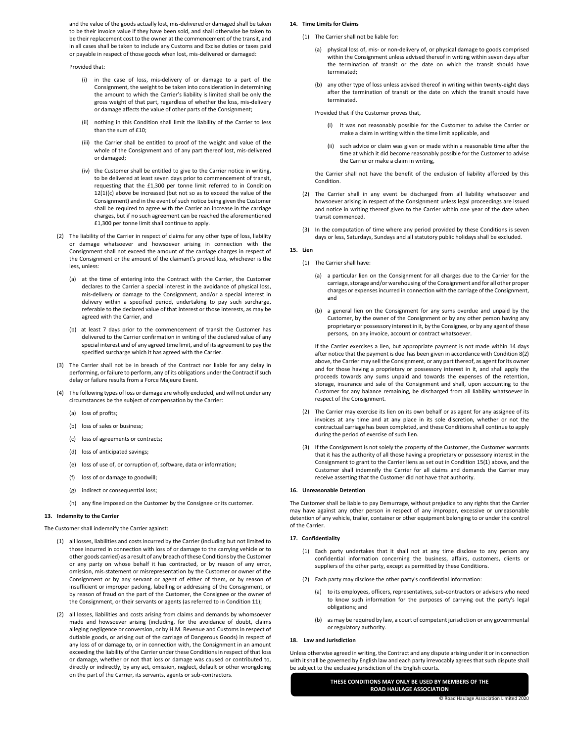and the value of the goods actually lost, mis-delivered or damaged shall be taken to be their invoice value if they have been sold, and shall otherwise be taken to be their replacement cost to the owner at the commencement of the transit, and in all cases shall be taken to include any Customs and Excise duties or taxes paid or payable in respect of those goods when lost, mis-delivered or damaged:

Provided that:

(i) in the case of loss, mis-delivery of or damage to a part of the Consignment, the weight to be taken into consideration in determining the amount to which the Carrier's liability is limited shall be only the gross weight of that part, regardless of whether the loss, mis-delivery or damage affects the value of other parts of the Consignment;

(ii) nothing in this Condition shall limit the liability of the Carrier to less than the sum of £10;

(iii) the Carrier shall be entitled to proof of the weight and value of the whole of the Consignment and of any part thereof lost, mis-delivered or damaged;

(iv) the Customer shall be entitled to give to the Carrier notice in writing, to be delivered at least seven days prior to commencement of transit, requesting that the £1,300 per tonne limit referred to in Condition 12(1)(c) above be increased (but not so as to exceed the value of the Consignment) and in the event of such notice being given the Customer shall be required to agree with the Carrier an increase in the carriage charges, but if no such agreement can be reached the aforementioned £1,300 per tonne limit shall continue to apply.

(2) The liability of the Carrier in respect of claims for any other type of loss, liability or damage whatsoever and howsoever arising in connection with the Consignment shall not exceed the amount of the carriage charges in respect of the Consignment or the amount of the claimant's proved loss, whichever is the less, unless:

(a) at the time of entering into the Contract with the Carrier, the Customer declares to the Carrier a special interest in the avoidance of physical loss, mis-delivery or damage to the Consignment, and/or a special interest in delivery within a specified period, undertaking to pay such surcharge, referable to the declared value of that interest or those interests, as may be agreed with the Carrier, and

(b) at least 7 days prior to the commencement of transit the Customer has delivered to the Carrier confirmation in writing of the declared value of any special interest and of any agreed time limit, and of its agreement to pay the specified surcharge which it has agreed with the Carrier.

(3) The Carrier shall not be in breach of the Contract nor liable for any delay in performing, or failure to perform, any of its obligations under the Contract if such delay or failure results from a Force Majeure Event.

(4) The following types of loss or damage are wholly excluded, and will not under any circumstances be the subject of compensation by the Carrier:

(a) loss of profits;

(b) loss of sales or business;

(c) loss of agreements or contracts;

(d) loss of anticipated savings;

(e) loss of use of, or corruption of, software, data or information;

(f) loss of or damage to goodwill;

(g) indirect or consequential loss;

(h) any fine imposed on the Customer by the Consignee or its customer.

**13. Indemnity to the Carrier**

The Customer shall indemnify the Carrier against:

(1) all losses, liabilities and costs incurred by the Carrier (including but not limited to those incurred in connection with loss of or damage to the carrying vehicle or to other goods carried) as a result of any breach of these Conditions by the Customer or any party on whose behalf it has contracted, or by reason of any error, omission, mis-statement or misrepresentation by the Customer or owner of the Consignment or by any servant or agent of either of them, or by reason of insufficient or improper packing, labelling or addressing of the Consignment, or by reason of fraud on the part of the Customer, the Consignee or the owner of the Consignment, or their servants or agents (as referred to in Condition 11);

(2) all losses, liabilities and costs arising from claims and demands by whomsoever made and howsoever arising (including, for the avoidance of doubt, claims alleging negligence or conversion, or by H.M. Revenue and Customs in respect of dutiable goods, or arising out of the carriage of Dangerous Goods) in respect of any loss of or damage to, or in connection with, the Consignment in an amount exceeding the liability of the Carrier under these Conditions in respect of that loss or damage, whether or not that loss or damage was caused or contributed to, directly or indirectly, by any act, omission, neglect, default or other wrongdoing on the part of the Carrier, its servants, agents or sub-contractors.

**14. Time Limits for Claims**

(1) The Carrier shall not be liable for:

(a) physical loss of, mis- or non-delivery of, or physical damage to goods comprised within the Consignment unless advised thereof in writing within seven days after the termination of transit or the date on which the transit should have terminated;

(b) any other type of loss unless advised thereof in writing within twenty-eight days after the termination of transit or the date on which the transit should have terminated.

Provided that if the Customer proves that,

(i) it was not reasonably possible for the Customer to advise the Carrier or make a claim in writing within the time limit applicable, and

(ii) such advice or claim was given or made within a reasonable time after the time at which it did become reasonably possible for the Customer to advise the Carrier or make a claim in writing,

the Carrier shall not have the benefit of the exclusion of liability afforded by this Condition.

(2) The Carrier shall in any event be discharged from all liability whatsoever and howsoever arising in respect of the Consignment unless legal proceedings are issued and notice in writing thereof given to the Carrier within one year of the date when transit commenced.

(3) In the computation of time where any period provided by these Conditions is seven days or less, Saturdays, Sundays and all statutory public holidays shall be excluded.

**15. Lien**

(1) The Carrier shall have:

(a) a particular lien on the Consignment for all charges due to the Carrier for the carriage, storage and/or warehousing of the Consignment and for all other proper charges or expenses incurred in connection with the carriage of the Consignment, and

(b) a general lien on the Consignment for any sums overdue and unpaid by the Customer, by the owner of the Consignment or by any other person having any proprietary or possessory interest in it, by the Consignee, or by any agent of these persons, on any invoice, account or contract whatsoever.

If the Carrier exercises a lien, but appropriate payment is not made within 14 days after notice that the payment is due has been given in accordance with Condition 8(2) above, the Carrier may sell the Consignment, or any part thereof, as agent for its owner and for those having a proprietary or possessory interest in it, and shall apply the proceeds towards any sums unpaid and towards the expenses of the retention, storage, insurance and sale of the Consignment and shall, upon accounting to the Customer for any balance remaining, be discharged from all liability whatsoever in respect of the Consignment.

(2) The Carrier may exercise its lien on its own behalf or as agent for any assignee of its invoices at any time and at any place in its sole discretion, whether or not the contractual carriage has been completed, and these Conditions shall continue to apply during the period of exercise of such lien.

(3) If the Consignment is not solely the property of the Customer, the Customer warrants that it has the authority of all those having a proprietary or possessory interest in the Consignment to grant to the Carrier liens as set out in Condition 15(1) above, and the Customer shall indemnify the Carrier for all claims and demands the Carrier may receive asserting that the Customer did not have that authority.

**16. Unreasonable Detention**

The Customer shall be liable to pay Demurrage, without prejudice to any rights that the Carrier may have against any other person in respect of any improper, excessive or unreasonable detention of any vehicle, trailer, container or other equipment belonging to or under the control of the Carrier.

**17. Confidentiality**

(1) Each party undertakes that it shall not at any time disclose to any person any confidential information concerning the business, affairs, customers, clients or suppliers of the other party, except as permitted by these Conditions.

(2) Each party may disclose the other party's confidential information:

(a) to its employees, officers, representatives, sub-contractors or advisers who need to know such information for the purposes of carrying out the party's legal obligations; and

(b) as may be required by law, a court of competent jurisdiction or any governmental or regulatory authority.

**18. Law and Jurisdiction**

Unless otherwise agreed in writing, the Contract and any dispute arising under it or in connection with it shall be governed by English law and each party irrevocably agrees that such dispute shall be subject to the exclusive jurisdiction of the English courts.

**THESE CONDITIONS MAY ONLY BE USED BY MEMBERS OF THE ROAD HAULAGE ASSOCIATION**

© Road Haulage Association Limited 2020